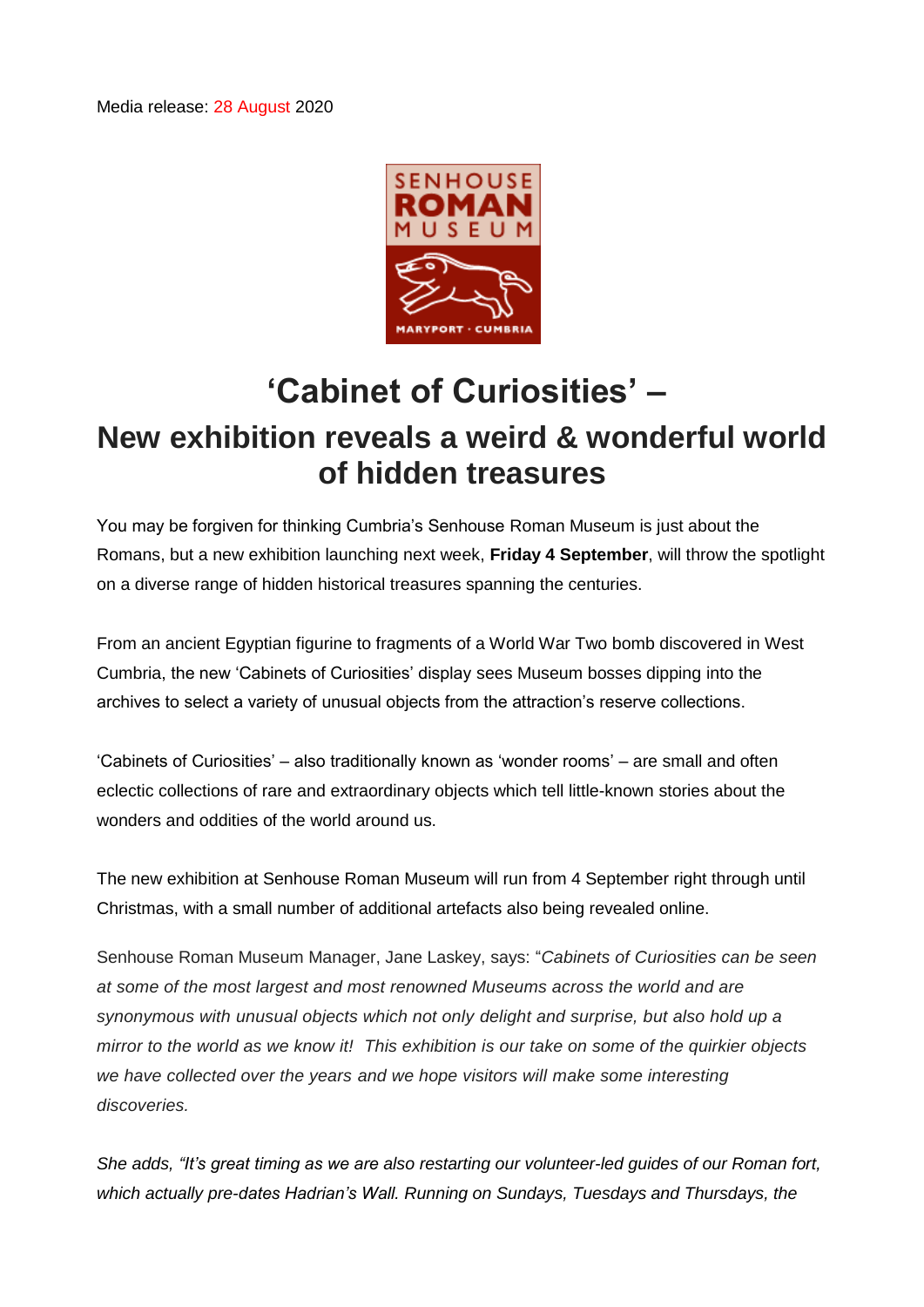Media release: 28 August 2020

# ‘Cabinet of Curiosities’ –

## New exhibition reveals a weird & wonderful world of hidden treasures

You may be forgiven for thinking Cumbria’s Senhouse Roman Museum is just about the Romans, but a new exhibition launching next week, **Friday 4 September**, will throw the spotlight on a diverse range of hidden historical treasures spanning the centuries.

From an ancient Egyptian figurine to fragments of a World War Two bomb discovered in West Cumbria, the new ‘Cabinets of Curiosities’ display sees Museum bosses dipping into the archives to select a variety of unusual objects from the attraction’s reserve collections.

‘Cabinets of Curiosities’ – also traditionally known as ‘wonder rooms’ – are small and often eclectic collections of rare and extraordinary objects which tell little-known stories about the wonders and oddities of the world around us.

The new exhibition at Senhouse Roman Museum will run from 4 September right through until Christmas, with a small number of additional artefacts also being revealed online.

Senhouse Roman Museum Manager, Jane Laskey, says: “*Cabinets of Curiosities can be seen at some of the most largest and most renowned Museums across the world and are synonymous with unusual objects which not only delight and surprise, but also hold up a mirror to the world as we know it! This exhibition is our take on some of the quirkier objects we have collected over the years and we hope visitors will make some interesting discoveries.*

*She adds, “It’s great timing as we are also restarting our volunteer-led guides of our Roman fort, which actually pre-dates Hadrian’s Wall. Running on Sundays, Tuesdays and Thursdays, the*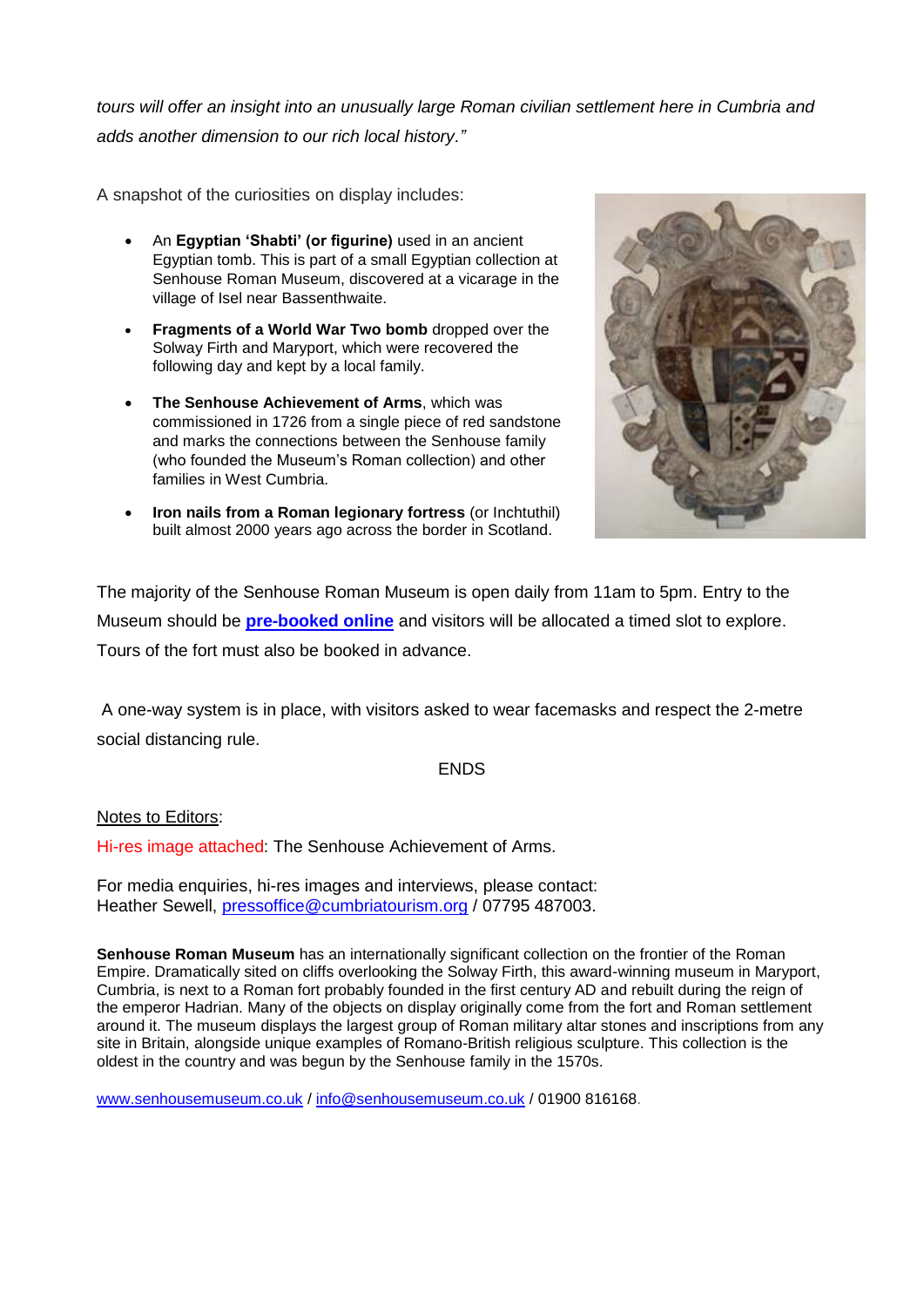*tours will offer an insight into an unusually large Roman civilian settlement here in Cumbria and adds another dimension to our rich local history."*

A snapshot of the curiosities on display includes:

- An **Egyptian 'Shabti' (or figurine)** used in an ancient Egyptian tomb. This is part of a small Egyptian collection at Senhouse Roman Museum, discovered at a vicarage in the village of Isel near Bassenthwaite.
- **Fragments of a World War Two bomb** dropped over the Solway Firth and Maryport, which were recovered the following day and kept by a local family.
- **The Senhouse Achievement of Arms**, which was commissioned in 1726 from a single piece of red sandstone and marks the connections between the Senhouse family (who founded the Museum's Roman collection) and other families in West Cumbria.
- **Iron nails from a Roman legionary fortress** (or Inchtuthil) built almost 2000 years ago across the border in Scotland.

The majority of the Senhouse Roman Museum is open daily from 11am to 5pm. Entry to the Museum should be **pre-booked online** and visitors will be allocated a timed slot to explore. Tours of the fort must also be booked in advance.

A one-way system is in place, with visitors asked to wear facemasks and respect the 2-metre social distancing rule.

ENDS

Notes to Editors:

Hi-res image attached: The Senhouse Achievement of Arms.

For media enquiries, hi-res images and interviews, please contact:
Heather Sewell, pressoffice@cumbriatourism.org / 07795 487003.

**Senhouse Roman Museum** has an internationally significant collection on the frontier of the Roman Empire. Dramatically sited on cliffs overlooking the Solway Firth, this award-winning museum in Maryport, Cumbria, is next to a Roman fort probably founded in the first century AD and rebuilt during the reign of the emperor Hadrian. Many of the objects on display originally come from the fort and Roman settlement around it. The museum displays the largest group of Roman military altar stones and inscriptions from any site in Britain, alongside unique examples of Romano-British religious sculpture. This collection is the oldest in the country and was begun by the Senhouse family in the 1570s.

www.senhousemuseum.co.uk / info@senhousemuseum.co.uk / 01900 816168.